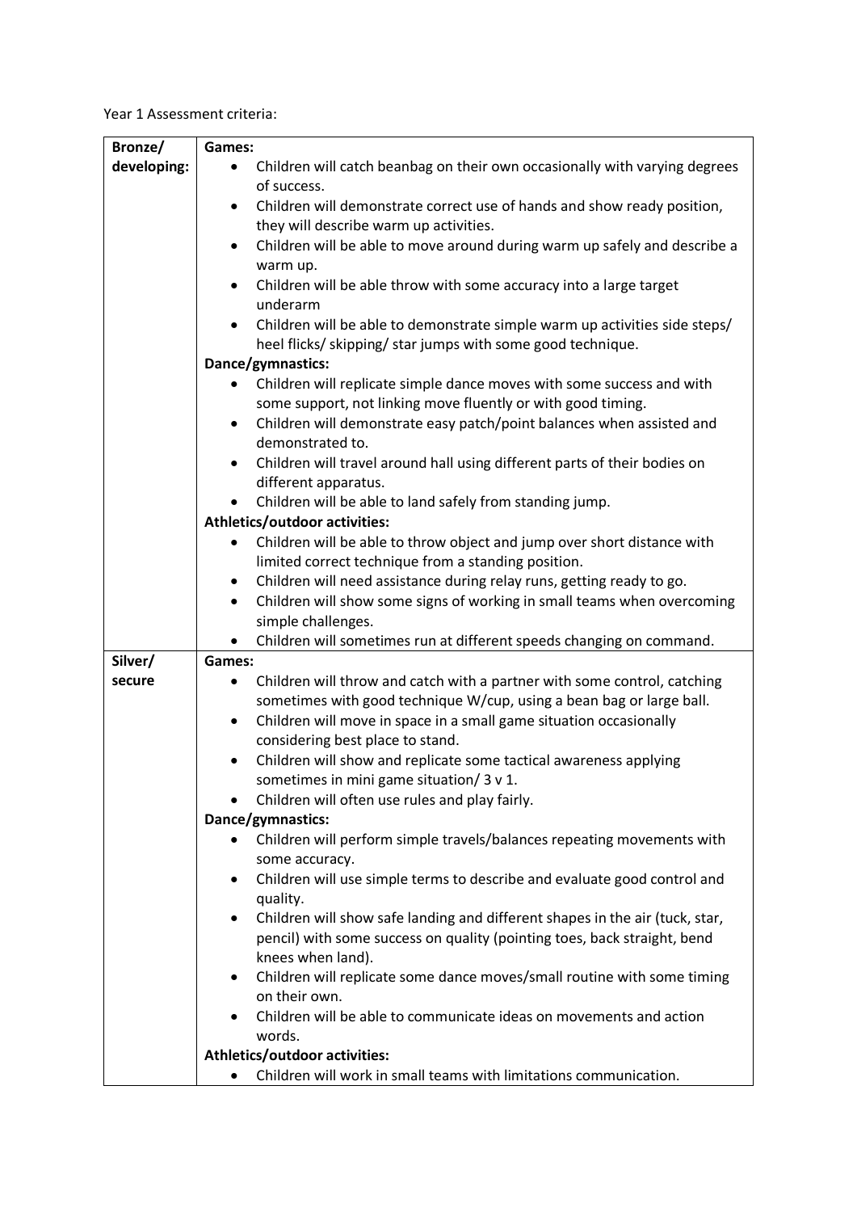Year 1 Assessment criteria:

| Bronze/ developing: | **Games:**<br>• Children will catch beanbag on their own occasionally with varying degrees of success.<br>• Children will demonstrate correct use of hands and show ready position, they will describe warm up activities.<br>• Children will be able to move around during warm up safely and describe a warm up.<br>• Children will be able throw with some accuracy into a large target underarm<br>• Children will be able to demonstrate simple warm up activities side steps/ heel flicks/ skipping/ star jumps with some good technique.<br>**Dance/gymnastics:**<br>• Children will replicate simple dance moves with some success and with some support, not linking move fluently or with good timing.<br>• Children will demonstrate easy patch/point balances when assisted and demonstrated to.<br>• Children will travel around hall using different parts of their bodies on different apparatus.<br>• Children will be able to land safely from standing jump.<br>**Athletics/outdoor activities:**<br>• Children will be able to throw object and jump over short distance with limited correct technique from a standing position.<br>• Children will need assistance during relay runs, getting ready to go.<br>• Children will show some signs of working in small teams when overcoming simple challenges.<br>• Children will sometimes run at different speeds changing on command. |
|---|---|
| Silver/ secure | **Games:**<br>• Children will throw and catch with a partner with some control, catching sometimes with good technique W/cup, using a bean bag or large ball.<br>• Children will move in space in a small game situation occasionally considering best place to stand.<br>• Children will show and replicate some tactical awareness applying sometimes in mini game situation/ 3 v 1.<br>• Children will often use rules and play fairly.<br>**Dance/gymnastics:**<br>• Children will perform simple travels/balances repeating movements with some accuracy.<br>• Children will use simple terms to describe and evaluate good control and quality.<br>• Children will show safe landing and different shapes in the air (tuck, star, pencil) with some success on quality (pointing toes, back straight, bend knees when land).<br>• Children will replicate some dance moves/small routine with some timing on their own.<br>• Children will be able to communicate ideas on movements and action words.<br>**Athletics/outdoor activities:**<br>• Children will work in small teams with limitations communication. |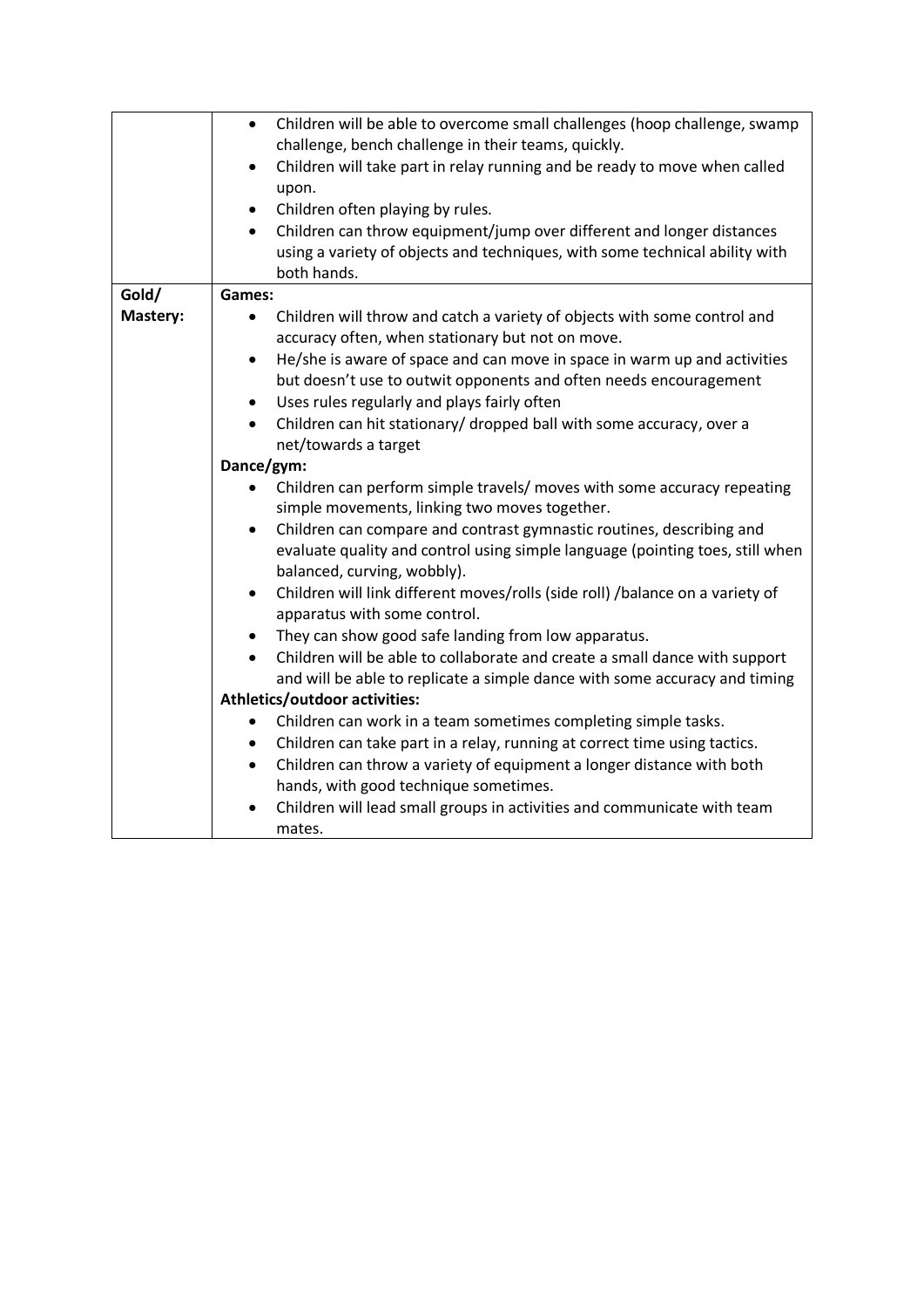| | |
|---|---|
| | • Children will be able to overcome small challenges (hoop challenge, swamp challenge, bench challenge in their teams, quickly.<br>• Children will take part in relay running and be ready to move when called upon.<br>• Children often playing by rules.<br>• Children can throw equipment/jump over different and longer distances using a variety of objects and techniques, with some technical ability with both hands. |
| **Gold/ Mastery:** | **Games:**<br>• Children will throw and catch a variety of objects with some control and accuracy often, when stationary but not on move.<br>• He/she is aware of space and can move in space in warm up and activities but doesn't use to outwit opponents and often needs encouragement<br>• Uses rules regularly and plays fairly often<br>• Children can hit stationary/ dropped ball with some accuracy, over a net/towards a target<br>**Dance/gym:**<br>• Children can perform simple travels/ moves with some accuracy repeating simple movements, linking two moves together.<br>• Children can compare and contrast gymnastic routines, describing and evaluate quality and control using simple language (pointing toes, still when balanced, curving, wobbly).<br>• Children will link different moves/rolls (side roll) /balance on a variety of apparatus with some control.<br>• They can show good safe landing from low apparatus.<br>• Children will be able to collaborate and create a small dance with support and will be able to replicate a simple dance with some accuracy and timing<br>**Athletics/outdoor activities:**<br>• Children can work in a team sometimes completing simple tasks.<br>• Children can take part in a relay, running at correct time using tactics.<br>• Children can throw a variety of equipment a longer distance with both hands, with good technique sometimes.<br>• Children will lead small groups in activities and communicate with team mates. |